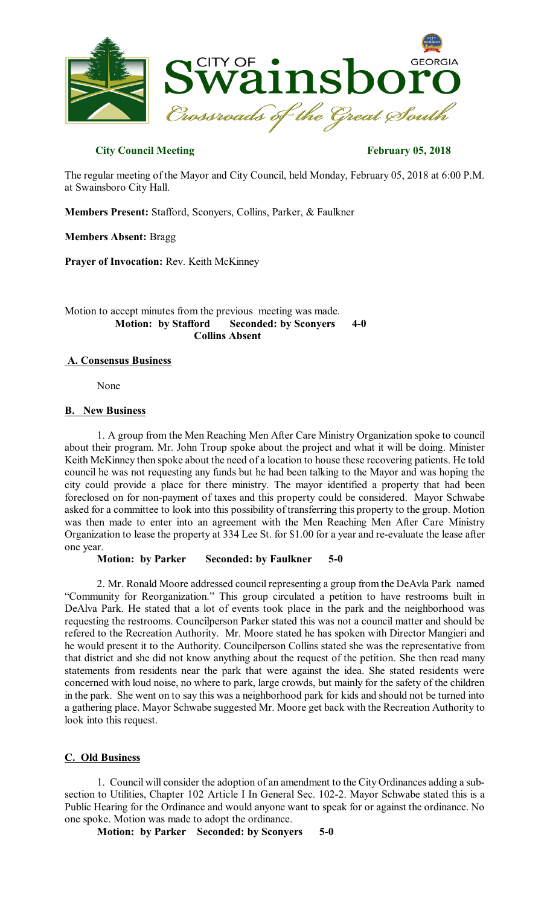**City Council Meeting** **February 05, 2018**

The regular meeting of the Mayor and City Council, held Monday, February 05, 2018 at 6:00 P.M. at Swainsboro City Hall.

**Members Present:** Stafford, Sconyers, Collins, Parker, & Faulkner

**Members Absent:** Bragg

**Prayer of Invocation:** Rev. Keith McKinney

Motion to accept minutes from the previous meeting was made.

**Motion: by Stafford Seconded: by Sconyers 4-0**
**Collins Absent**

## A. Consensus Business

None

## B. New Business

1. A group from the Men Reaching Men After Care Ministry Organization spoke to council about their program. Mr. John Troup spoke about the project and what it will be doing. Minister Keith McKinney then spoke about the need of a location to house these recovering patients. He told council he was not requesting any funds but he had been talking to the Mayor and was hoping the city could provide a place for there ministry. The mayor identified a property that had been foreclosed on for non-payment of taxes and this property could be considered. Mayor Schwabe asked for a committee to look into this possibility of transferring this property to the group. Motion was then made to enter into an agreement with the Men Reaching Men After Care Ministry Organization to lease the property at 334 Lee St. for $1.00 for a year and re-evaluate the lease after one year.

**Motion: by Parker Seconded: by Faulkner 5-0**

2. Mr. Ronald Moore addressed council representing a group from the DeAvla Park named "Community for Reorganization." This group circulated a petition to have restrooms built in DeAlva Park. He stated that a lot of events took place in the park and the neighborhood was requesting the restrooms. Councilperson Parker stated this was not a council matter and should be refered to the Recreation Authority. Mr. Moore stated he has spoken with Director Mangieri and he would present it to the Authority. Councilperson Collins stated she was the representative from that district and she did not know anything about the request of the petition. She then read many statements from residents near the park that were against the idea. She stated residents were concerned with loud noise, no where to park, large crowds, but mainly for the safety of the children in the park. She went on to say this was a neighborhood park for kids and should not be turned into a gathering place. Mayor Schwabe suggested Mr. Moore get back with the Recreation Authority to look into this request.

## C. Old Business

1. Council will consider the adoption of an amendment to the City Ordinances adding a sub-section to Utilities, Chapter 102 Article I In General Sec. 102-2. Mayor Schwabe stated this is a Public Hearing for the Ordinance and would anyone want to speak for or against the ordinance. No one spoke. Motion was made to adopt the ordinance.

**Motion: by Parker Seconded: by Sconyers 5-0**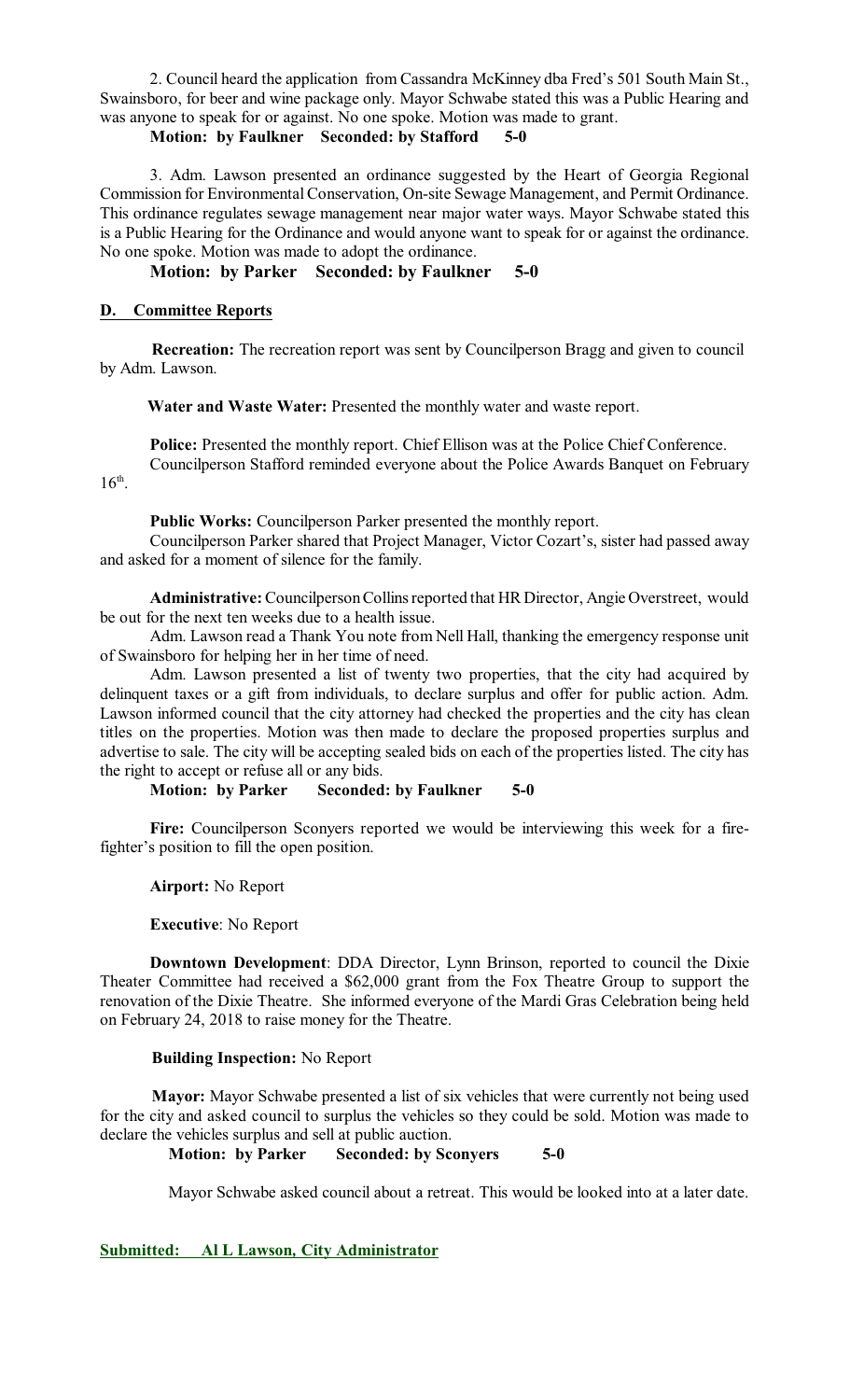2. Council heard the application from Cassandra McKinney dba Fred's 501 South Main St., Swainsboro, for beer and wine package only. Mayor Schwabe stated this was a Public Hearing and was anyone to speak for or against. No one spoke. Motion was made to grant.

**Motion: by Faulkner Seconded: by Stafford 5-0**

3. Adm. Lawson presented an ordinance suggested by the Heart of Georgia Regional Commission for Environmental Conservation, On-site Sewage Management, and Permit Ordinance. This ordinance regulates sewage management near major water ways. Mayor Schwabe stated this is a Public Hearing for the Ordinance and would anyone want to speak for or against the ordinance. No one spoke. Motion was made to adopt the ordinance.

**Motion: by Parker Seconded: by Faulkner 5-0**

## D. Committee Reports

**Recreation:** The recreation report was sent by Councilperson Bragg and given to council by Adm. Lawson.

**Water and Waste Water:** Presented the monthly water and waste report.

**Police:** Presented the monthly report. Chief Ellison was at the Police Chief Conference.

Councilperson Stafford reminded everyone about the Police Awards Banquet on February 16th.

**Public Works:** Councilperson Parker presented the monthly report.

Councilperson Parker shared that Project Manager, Victor Cozart's, sister had passed away and asked for a moment of silence for the family.

**Administrative:** Councilperson Collins reported that HR Director, Angie Overstreet, would be out for the next ten weeks due to a health issue.

Adm. Lawson read a Thank You note from Nell Hall, thanking the emergency response unit of Swainsboro for helping her in her time of need.

Adm. Lawson presented a list of twenty two properties, that the city had acquired by delinquent taxes or a gift from individuals, to declare surplus and offer for public action. Adm. Lawson informed council that the city attorney had checked the properties and the city has clean titles on the properties. Motion was then made to declare the proposed properties surplus and advertise to sale. The city will be accepting sealed bids on each of the properties listed. The city has the right to accept or refuse all or any bids.

**Motion: by Parker Seconded: by Faulkner 5-0**

**Fire:** Councilperson Sconyers reported we would be interviewing this week for a fire-fighter's position to fill the open position.

**Airport:** No Report

**Executive**: No Report

**Downtown Development**: DDA Director, Lynn Brinson, reported to council the Dixie Theater Committee had received a $62,000 grant from the Fox Theatre Group to support the renovation of the Dixie Theatre. She informed everyone of the Mardi Gras Celebration being held on February 24, 2018 to raise money for the Theatre.

**Building Inspection:** No Report

**Mayor:** Mayor Schwabe presented a list of six vehicles that were currently not being used for the city and asked council to surplus the vehicles so they could be sold. Motion was made to declare the vehicles surplus and sell at public auction.

**Motion: by Parker Seconded: by Sconyers 5-0**

Mayor Schwabe asked council about a retreat. This would be looked into at a later date.

**Submitted: Al L Lawson, City Administrator**